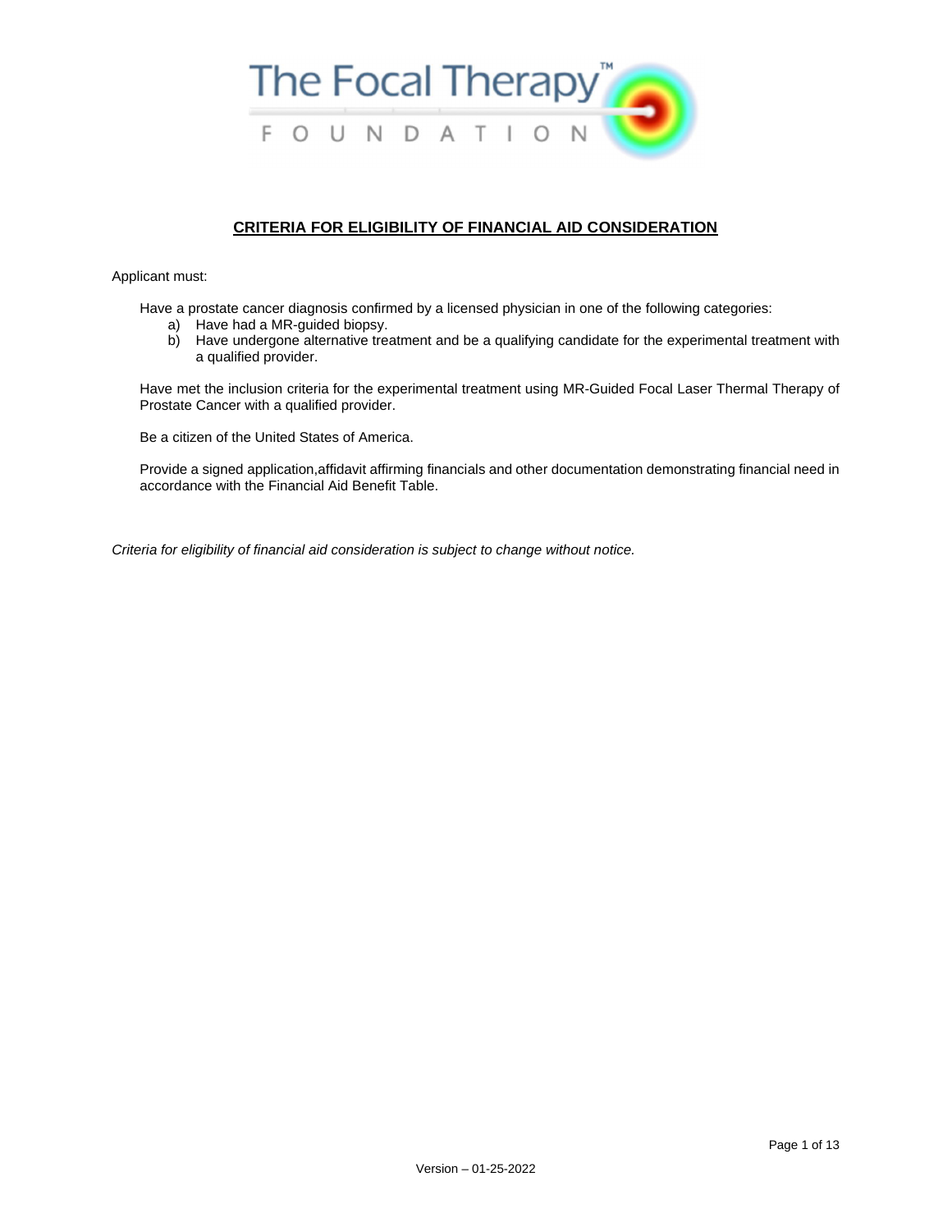The Focal Therapy™ FOUNDATION

## CRITERIA FOR ELIGIBILITY OF FINANCIAL AID CONSIDERATION

Applicant must:

Have a prostate cancer diagnosis confirmed by a licensed physician in one of the following categories:

a) Have had a MR-guided biopsy.
b) Have undergone alternative treatment and be a qualifying candidate for the experimental treatment with a qualified provider.

Have met the inclusion criteria for the experimental treatment using MR-Guided Focal Laser Thermal Therapy of Prostate Cancer with a qualified provider.

Be a citizen of the United States of America.

Provide a signed application,affidavit affirming financials and other documentation demonstrating financial need in accordance with the Financial Aid Benefit Table.

*Criteria for eligibility of financial aid consideration is subject to change without notice.*

Version – 01-25-2022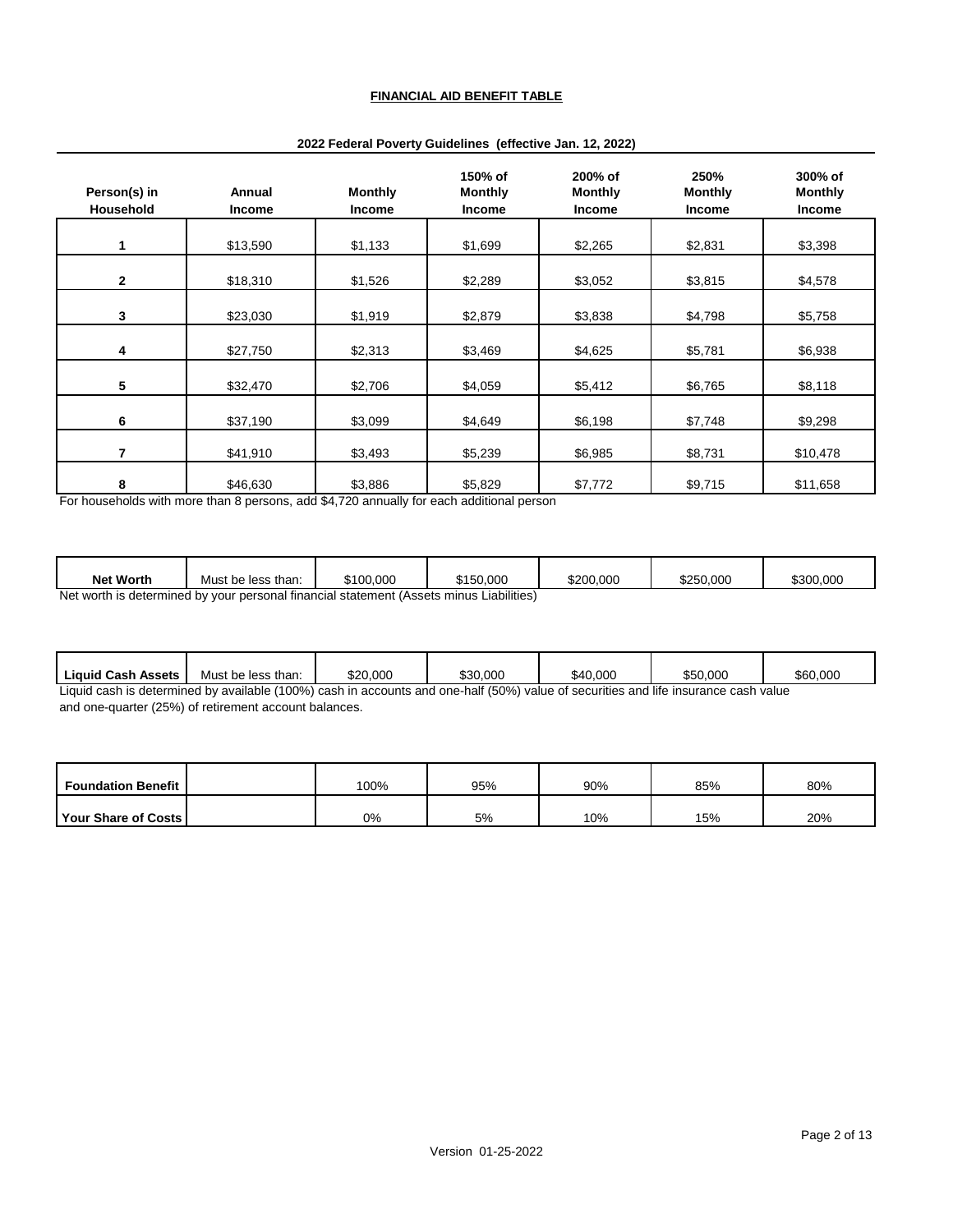## FINANCIAL AID BENEFIT TABLE

**2022 Federal Poverty Guidelines (effective Jan. 12, 2022)**

| Person(s) in Household | Annual Income | Monthly Income | 150% of Monthly Income | 200% of Monthly Income | 250% Monthly Income | 300% of Monthly Income |
|---|---|---|---|---|---|---|
| 1 | $13,590 | $1,133 | $1,699 | $2,265 | $2,831 | $3,398 |
| 2 | $18,310 | $1,526 | $2,289 | $3,052 | $3,815 | $4,578 |
| 3 | $23,030 | $1,919 | $2,879 | $3,838 | $4,798 | $5,758 |
| 4 | $27,750 | $2,313 | $3,469 | $4,625 | $5,781 | $6,938 |
| 5 | $32,470 | $2,706 | $4,059 | $5,412 | $6,765 | $8,118 |
| 6 | $37,190 | $3,099 | $4,649 | $6,198 | $7,748 | $9,298 |
| 7 | $41,910 | $3,493 | $5,239 | $6,985 | $8,731 | $10,478 |
| 8 | $46,630 | $3,886 | $5,829 | $7,772 | $9,715 | $11,658 |

For households with more than 8 persons, add $4,720 annually for each additional person

| | | | | | | |
|---|---|---|---|---|---|---|
| **Net Worth** | Must be less than: | $100,000 | $150,000 | $200,000 | $250,000 | $300,000 |

Net worth is determined by your personal financial statement (Assets minus Liabilities)

| | | | | | | |
|---|---|---|---|---|---|---|
| **Liquid Cash Assets** | Must be less than: | $20,000 | $30,000 | $40,000 | $50,000 | $60,000 |

Liquid cash is determined by available (100%) cash in accounts and one-half (50%) value of securities and life insurance cash value and one-quarter (25%) of retirement account balances.

| | | | | | | |
|---|---|---|---|---|---|---|
| **Foundation Benefit** | | 100% | 95% | 90% | 85% | 80% |
| **Your Share of Costs** | | 0% | 5% | 10% | 15% | 20% |

Version 01-25-2022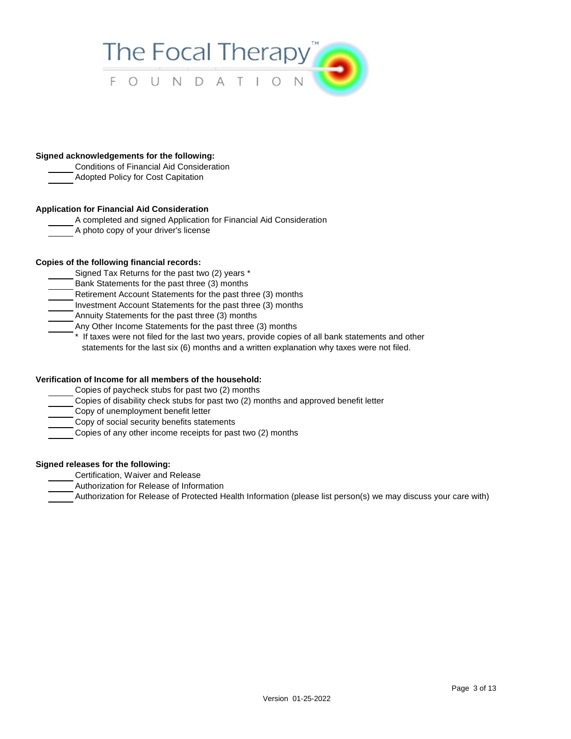**Signed acknowledgements for the following:**

- ______ Conditions of Financial Aid Consideration
- ______ Adopted Policy for Cost Capitation

**Application for Financial Aid Consideration**

- ______ A completed and signed Application for Financial Aid Consideration
- ______ A photo copy of your driver's license

**Copies of the following financial records:**

- ______ Signed Tax Returns for the past two (2) years *
- ______ Bank Statements for the past three (3) months
- ______ Retirement Account Statements for the past three (3) months
- ______ Investment Account Statements for the past three (3) months
- ______ Annuity Statements for the past three (3) months
- ______ Any Other Income Statements for the past three (3) months

\* If taxes were not filed for the last two years, provide copies of all bank statements and other statements for the last six (6) months and a written explanation why taxes were not filed.

**Verification of Income for all members of the household:**

- ______ Copies of paycheck stubs for past two (2) months
- ______ Copies of disability check stubs for past two (2) months and approved benefit letter
- ______ Copy of unemployment benefit letter
- ______ Copy of social security benefits statements
- ______ Copies of any other income receipts for past two (2) months

**Signed releases for the following:**

- ______ Certification, Waiver and Release
- ______ Authorization for Release of Information
- ______ Authorization for Release of Protected Health Information (please list person(s) we may discuss your care with)

Version 01-25-2022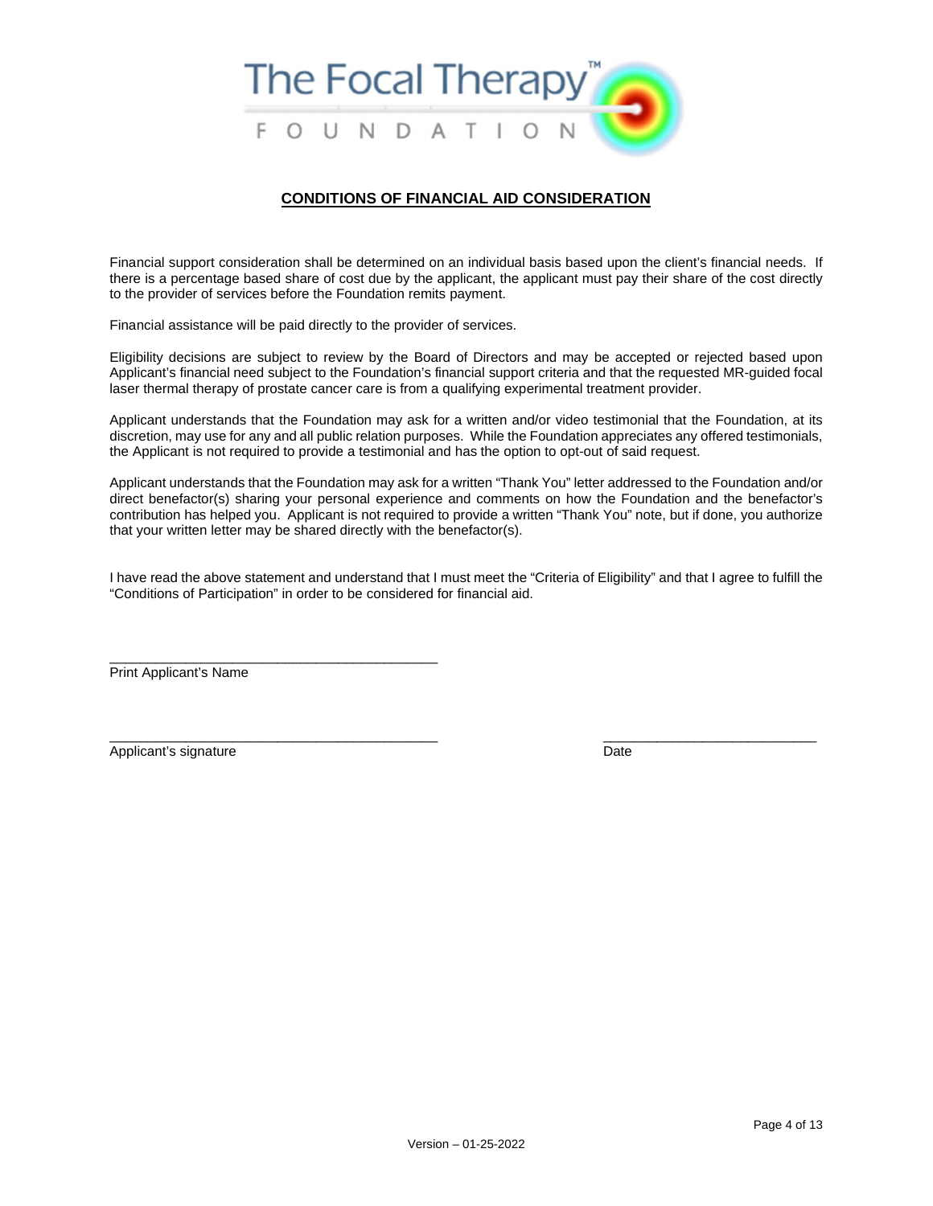The Focal Therapy™ FOUNDATION

## CONDITIONS OF FINANCIAL AID CONSIDERATION

Financial support consideration shall be determined on an individual basis based upon the client's financial needs. If there is a percentage based share of cost due by the applicant, the applicant must pay their share of the cost directly to the provider of services before the Foundation remits payment.

Financial assistance will be paid directly to the provider of services.

Eligibility decisions are subject to review by the Board of Directors and may be accepted or rejected based upon Applicant's financial need subject to the Foundation's financial support criteria and that the requested MR-guided focal laser thermal therapy of prostate cancer care is from a qualifying experimental treatment provider.

Applicant understands that the Foundation may ask for a written and/or video testimonial that the Foundation, at its discretion, may use for any and all public relation purposes. While the Foundation appreciates any offered testimonials, the Applicant is not required to provide a testimonial and has the option to opt-out of said request.

Applicant understands that the Foundation may ask for a written "Thank You" letter addressed to the Foundation and/or direct benefactor(s) sharing your personal experience and comments on how the Foundation and the benefactor's contribution has helped you. Applicant is not required to provide a written "Thank You" note, but if done, you authorize that your written letter may be shared directly with the benefactor(s).

I have read the above statement and understand that I must meet the "Criteria of Eligibility" and that I agree to fulfill the "Conditions of Participation" in order to be considered for financial aid.

_____________________________________________
Print Applicant's Name

_____________________________________________ _____________________________
Applicant's signature Date

Version – 01-25-2022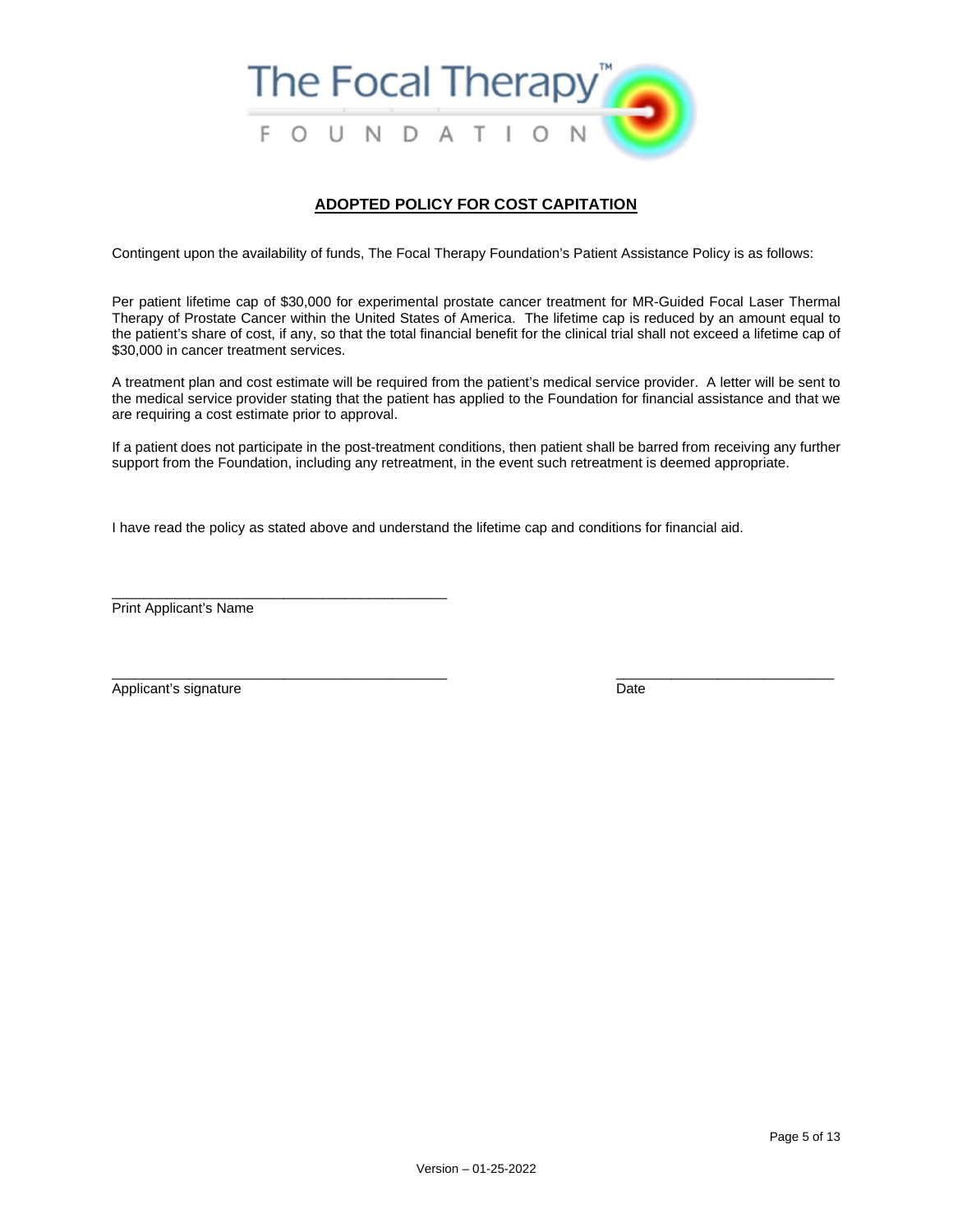The Focal Therapy™

FOUNDATION

## ADOPTED POLICY FOR COST CAPITATION

Contingent upon the availability of funds, The Focal Therapy Foundation's Patient Assistance Policy is as follows:

Per patient lifetime cap of $30,000 for experimental prostate cancer treatment for MR-Guided Focal Laser Thermal Therapy of Prostate Cancer within the United States of America. The lifetime cap is reduced by an amount equal to the patient's share of cost, if any, so that the total financial benefit for the clinical trial shall not exceed a lifetime cap of $30,000 in cancer treatment services.

A treatment plan and cost estimate will be required from the patient's medical service provider. A letter will be sent to the medical service provider stating that the patient has applied to the Foundation for financial assistance and that we are requiring a cost estimate prior to approval.

If a patient does not participate in the post-treatment conditions, then patient shall be barred from receiving any further support from the Foundation, including any retreatment, in the event such retreatment is deemed appropriate.

I have read the policy as stated above and understand the lifetime cap and conditions for financial aid.

_____________________________________________
Print Applicant's Name

_____________________________________________ _____________________________
Applicant's signature Date

Version – 01-25-2022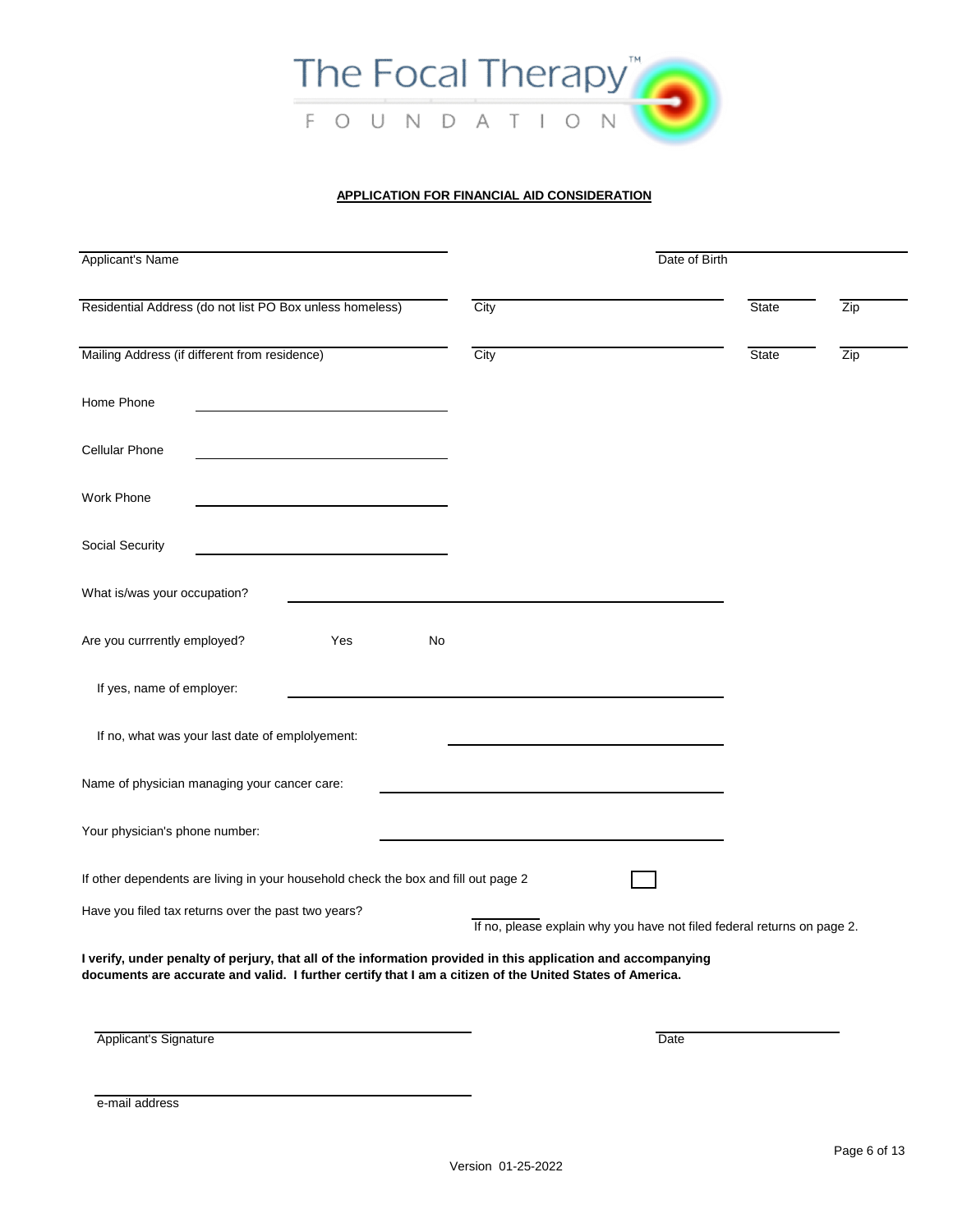The Focal Therapy™ FOUNDATION

**APPLICATION FOR FINANCIAL AID CONSIDERATION**

Applicant's Name _______________________ Date of Birth _______________________

Residential Address (do not list PO Box unless homeless) _______________________ City _______________________ State _______ Zip _______

Mailing Address (if different from residence) _______________________ City _______________________ State _______ Zip _______

Home Phone _______________________

Cellular Phone _______________________

Work Phone _______________________

Social Security _______________________

What is/was your occupation? _______________________

Are you currrently employed? Yes No

If yes, name of employer: _______________________

If no, what was your last date of emplolyement: _______________________

Name of physician managing your cancer care: _______________________

Your physician's phone number: _______________________

If other dependents are living in your household check the box and fill out page 2 ☐

Have you filed tax returns over the past two years? _______ If no, please explain why you have not filed federal returns on page 2.

**I verify, under penalty of perjury, that all of the information provided in this application and accompanying documents are accurate and valid. I further certify that I am a citizen of the United States of America.**

Applicant's Signature _______________________ Date _______________________

e-mail address _______________________

Version 01-25-2022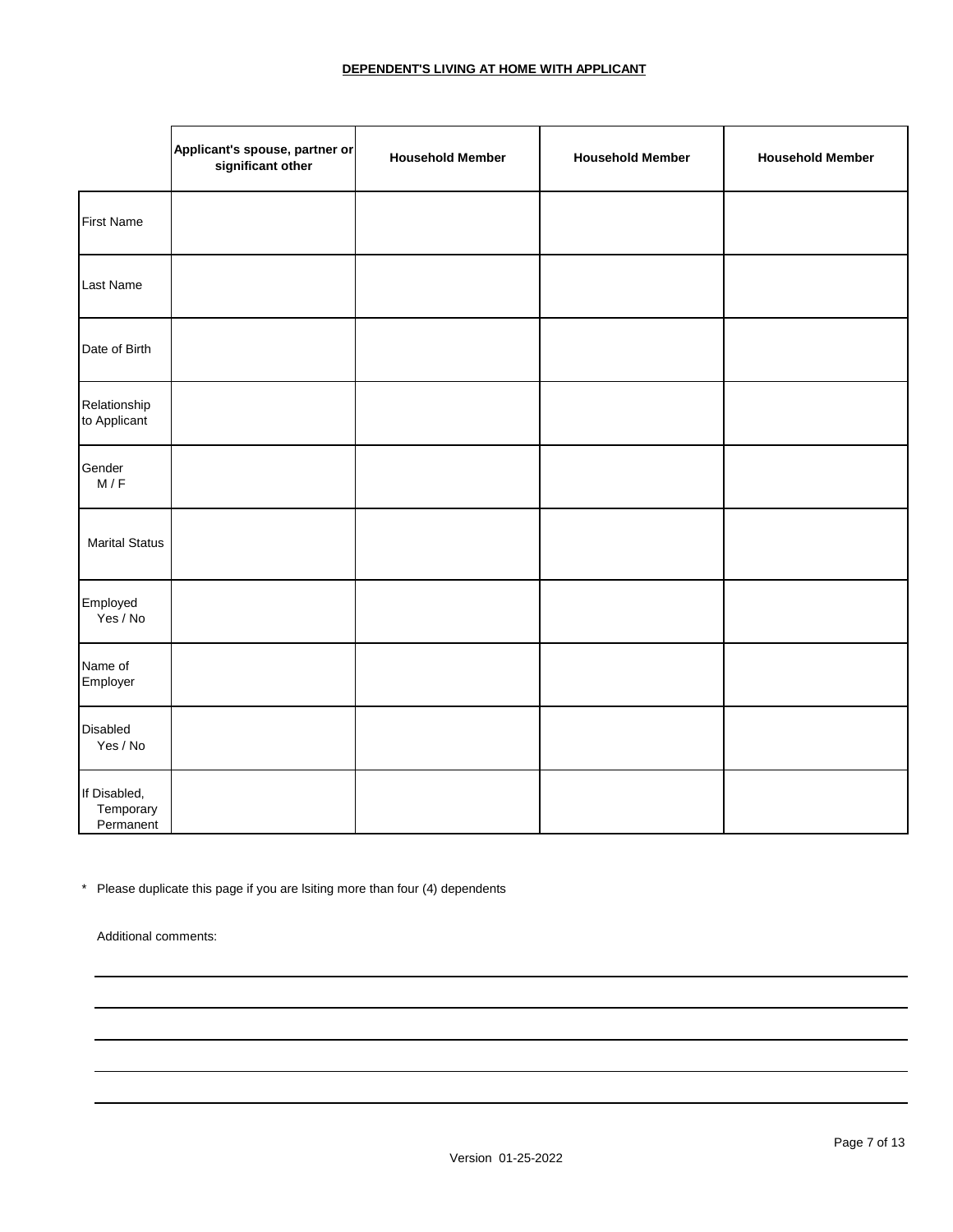**DEPENDENT'S LIVING AT HOME WITH APPLICANT**

| | Applicant's spouse, partner or significant other | Household Member | Household Member | Household Member |
|---|---|---|---|---|
| First Name | | | | |
| Last Name | | | | |
| Date of Birth | | | | |
| Relationship to Applicant | | | | |
| Gender M / F | | | | |
| Marital Status | | | | |
| Employed Yes / No | | | | |
| Name of Employer | | | | |
| Disabled Yes / No | | | | |
| If Disabled, Temporary Permanent | | | | |

\* Please duplicate this page if you are lsiting more than four (4) dependents

Additional comments:

\_\_\_\_\_\_\_\_\_\_\_\_\_\_\_\_\_\_\_\_\_\_\_\_\_\_\_\_\_\_\_\_\_\_\_\_\_\_\_\_\_\_\_\_\_\_\_\_\_\_\_\_\_\_\_\_\_\_\_\_\_\_\_\_\_\_\_\_\_\_\_\_\_\_\_\_\_\_

\_\_\_\_\_\_\_\_\_\_\_\_\_\_\_\_\_\_\_\_\_\_\_\_\_\_\_\_\_\_\_\_\_\_\_\_\_\_\_\_\_\_\_\_\_\_\_\_\_\_\_\_\_\_\_\_\_\_\_\_\_\_\_\_\_\_\_\_\_\_\_\_\_\_\_\_\_\_

\_\_\_\_\_\_\_\_\_\_\_\_\_\_\_\_\_\_\_\_\_\_\_\_\_\_\_\_\_\_\_\_\_\_\_\_\_\_\_\_\_\_\_\_\_\_\_\_\_\_\_\_\_\_\_\_\_\_\_\_\_\_\_\_\_\_\_\_\_\_\_\_\_\_\_\_\_\_

\_\_\_\_\_\_\_\_\_\_\_\_\_\_\_\_\_\_\_\_\_\_\_\_\_\_\_\_\_\_\_\_\_\_\_\_\_\_\_\_\_\_\_\_\_\_\_\_\_\_\_\_\_\_\_\_\_\_\_\_\_\_\_\_\_\_\_\_\_\_\_\_\_\_\_\_\_\_

\_\_\_\_\_\_\_\_\_\_\_\_\_\_\_\_\_\_\_\_\_\_\_\_\_\_\_\_\_\_\_\_\_\_\_\_\_\_\_\_\_\_\_\_\_\_\_\_\_\_\_\_\_\_\_\_\_\_\_\_\_\_\_\_\_\_\_\_\_\_\_\_\_\_\_\_\_\_

Version 01-25-2022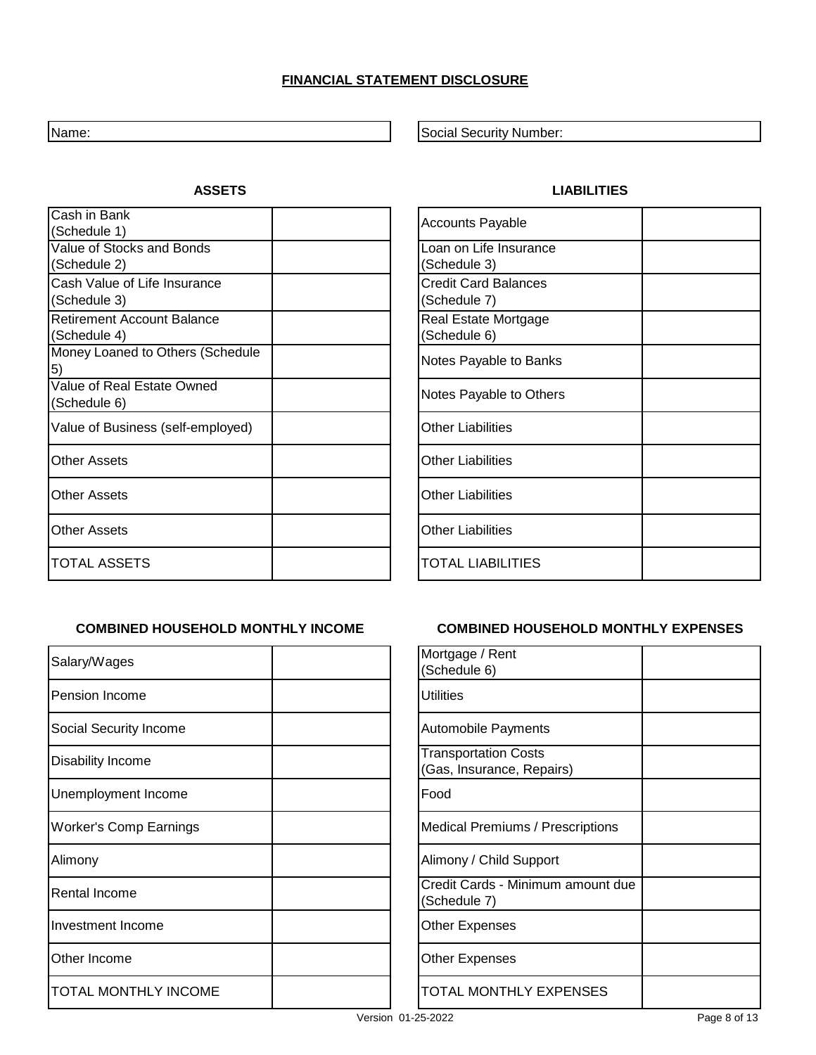# FINANCIAL STATEMENT DISCLOSURE

| Name: | Social Security Number: |
|---|---|

## ASSETS

| Item | Amount |
|---|---|
| Cash in Bank (Schedule 1) | |
| Value of Stocks and Bonds (Schedule 2) | |
| Cash Value of Life Insurance (Schedule 3) | |
| Retirement Account Balance (Schedule 4) | |
| Money Loaned to Others (Schedule 5) | |
| Value of Real Estate Owned (Schedule 6) | |
| Value of Business (self-employed) | |
| Other Assets | |
| Other Assets | |
| Other Assets | |
| TOTAL ASSETS | |

## LIABILITIES

| Item | Amount |
|---|---|
| Accounts Payable | |
| Loan on Life Insurance (Schedule 3) | |
| Credit Card Balances (Schedule 7) | |
| Real Estate Mortgage (Schedule 6) | |
| Notes Payable to Banks | |
| Notes Payable to Others | |
| Other Liabilities | |
| Other Liabilities | |
| Other Liabilities | |
| Other Liabilities | |
| TOTAL LIABILITIES | |

## COMBINED HOUSEHOLD MONTHLY INCOME

| Item | Amount |
|---|---|
| Salary/Wages | |
| Pension Income | |
| Social Security Income | |
| Disability Income | |
| Unemployment Income | |
| Worker's Comp Earnings | |
| Alimony | |
| Rental Income | |
| Investment Income | |
| Other Income | |
| TOTAL MONTHLY INCOME | |

## COMBINED HOUSEHOLD MONTHLY EXPENSES

| Item | Amount |
|---|---|
| Mortgage / Rent (Schedule 6) | |
| Utilities | |
| Automobile Payments | |
| Transportation Costs (Gas, Insurance, Repairs) | |
| Food | |
| Medical Premiums / Prescriptions | |
| Alimony / Child Support | |
| Credit Cards - Minimum amount due (Schedule 7) | |
| Other Expenses | |
| Other Expenses | |
| TOTAL MONTHLY EXPENSES | |

Version 01-25-2022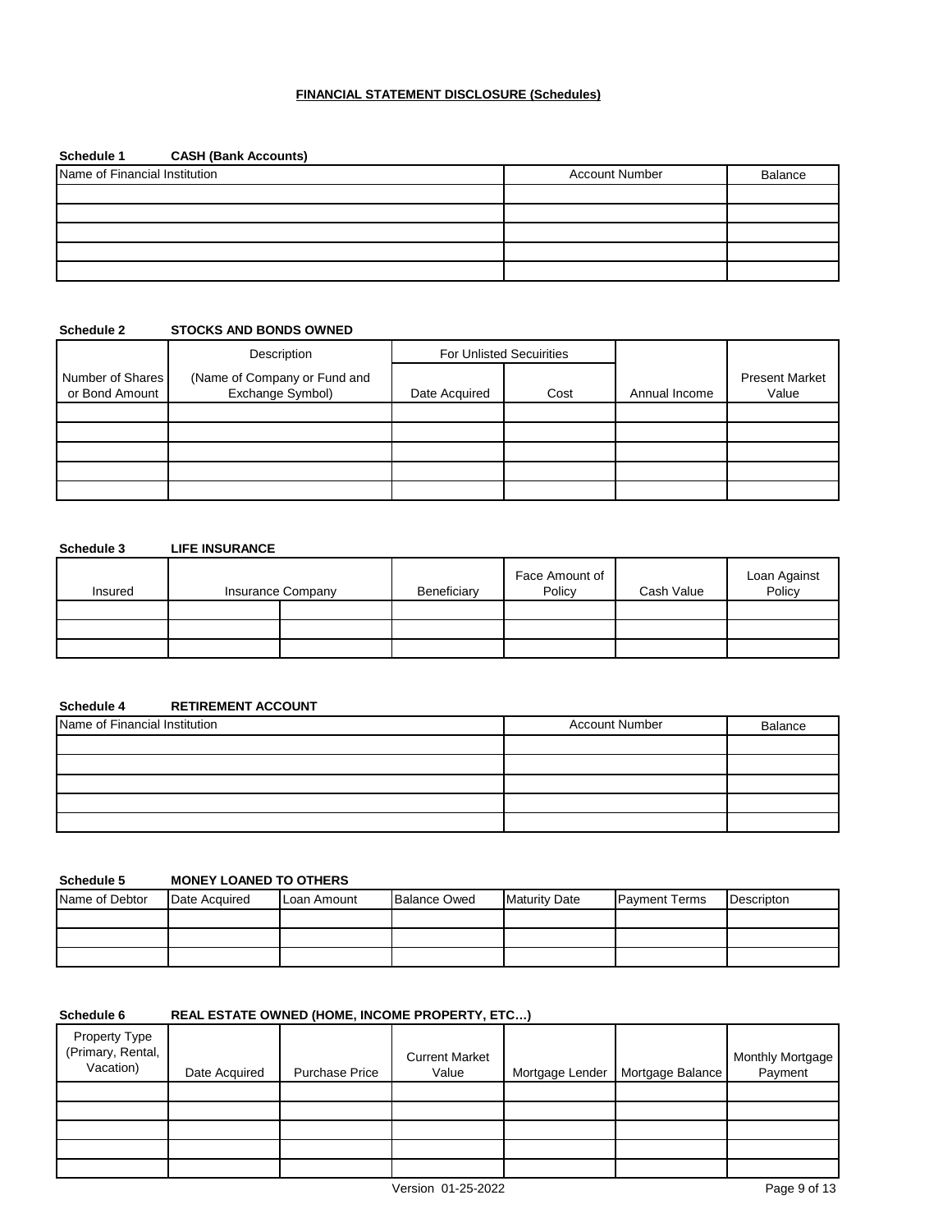## FINANCIAL STATEMENT DISCLOSURE (Schedules)

**Schedule 1 CASH (Bank Accounts)**

| Name of Financial Institution | Account Number | Balance |
|---|---|---|
| | | |
| | | |
| | | |
| | | |
| | | |

**Schedule 2 STOCKS AND BONDS OWNED**

| Number of Shares or Bond Amount | Description (Name of Company or Fund and Exchange Symbol) | For Unlisted Secuirities | | Annual Income | Present Market Value |
|---|---|---|---|---|---|
| | | Date Acquired | Cost | | |
| | | | | | |
| | | | | | |
| | | | | | |
| | | | | | |
| | | | | | |

**Schedule 3 LIFE INSURANCE**

| Insured | Insurance Company | | Beneficiary | Face Amount of Policy | Cash Value | Loan Against Policy |
|---|---|---|---|---|---|---|
| | | | | | | |
| | | | | | | |
| | | | | | | |

**Schedule 4 RETIREMENT ACCOUNT**

| Name of Financial Institution | Account Number | Balance |
|---|---|---|
| | | |
| | | |
| | | |
| | | |
| | | |

**Schedule 5 MONEY LOANED TO OTHERS**

| Name of Debtor | Date Acquired | Loan Amount | Balance Owed | Maturity Date | Payment Terms | Descripton |
|---|---|---|---|---|---|---|
| | | | | | | |
| | | | | | | |
| | | | | | | |

**Schedule 6 REAL ESTATE OWNED (HOME, INCOME PROPERTY, ETC…)**

| Property Type (Primary, Rental, Vacation) | Date Acquired | Purchase Price | Current Market Value | Mortgage Lender | Mortgage Balance | Monthly Mortgage Payment |
|---|---|---|---|---|---|---|
| | | | | | | |
| | | | | | | |
| | | | | | | |
| | | | | | | |
| | | | | | | |

Version 01-25-2022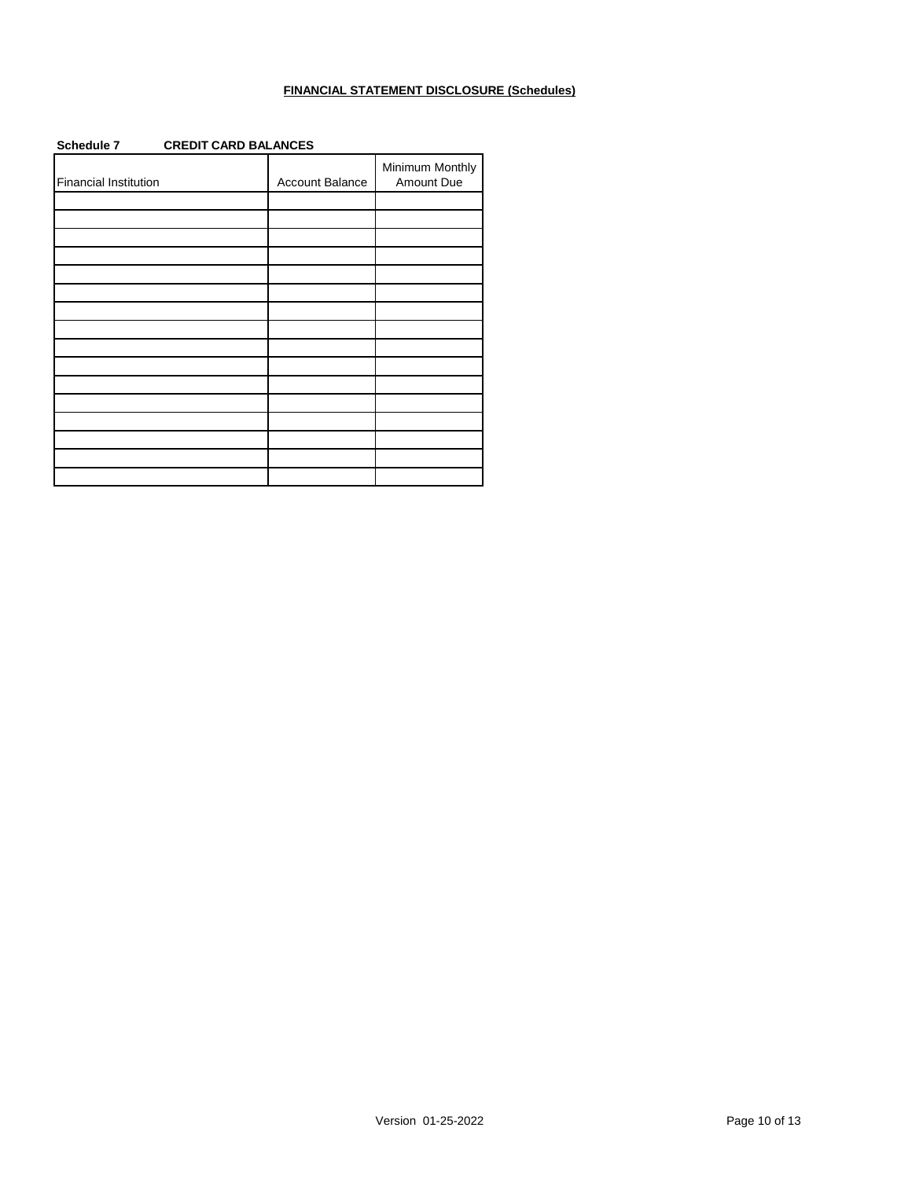**FINANCIAL STATEMENT DISCLOSURE (Schedules)**

**Schedule 7 CREDIT CARD BALANCES**

| Financial Institution | Account Balance | Minimum Monthly Amount Due |
|---|---|---|
| | | |
| | | |
| | | |
| | | |
| | | |
| | | |
| | | |
| | | |
| | | |
| | | |
| | | |
| | | |
| | | |
| | | |
| | | |
| | | |

Version 01-25-2022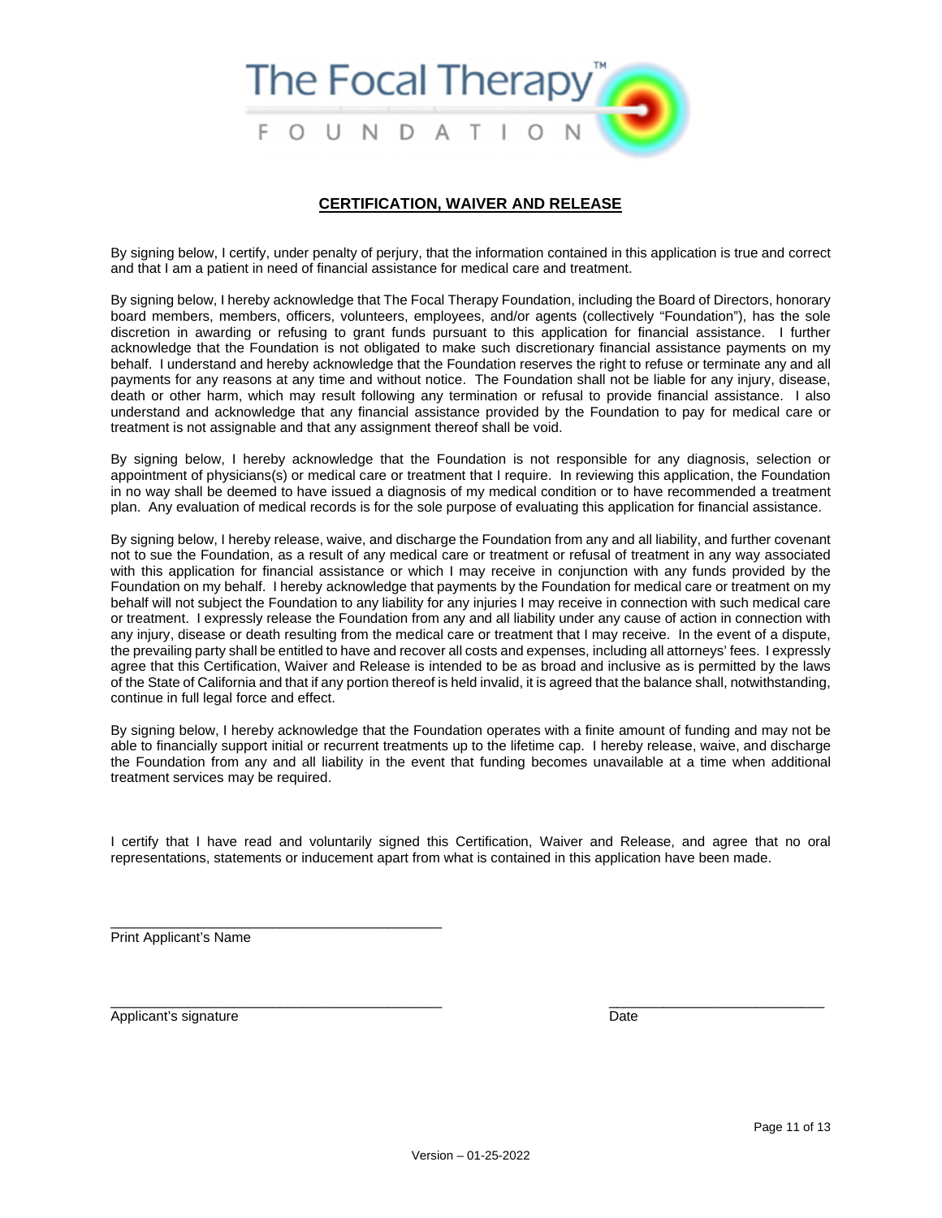The Focal Therapy™

FOUNDATION

## CERTIFICATION, WAIVER AND RELEASE

By signing below, I certify, under penalty of perjury, that the information contained in this application is true and correct and that I am a patient in need of financial assistance for medical care and treatment.

By signing below, I hereby acknowledge that The Focal Therapy Foundation, including the Board of Directors, honorary board members, members, officers, volunteers, employees, and/or agents (collectively "Foundation"), has the sole discretion in awarding or refusing to grant funds pursuant to this application for financial assistance. I further acknowledge that the Foundation is not obligated to make such discretionary financial assistance payments on my behalf. I understand and hereby acknowledge that the Foundation reserves the right to refuse or terminate any and all payments for any reasons at any time and without notice. The Foundation shall not be liable for any injury, disease, death or other harm, which may result following any termination or refusal to provide financial assistance. I also understand and acknowledge that any financial assistance provided by the Foundation to pay for medical care or treatment is not assignable and that any assignment thereof shall be void.

By signing below, I hereby acknowledge that the Foundation is not responsible for any diagnosis, selection or appointment of physicians(s) or medical care or treatment that I require. In reviewing this application, the Foundation in no way shall be deemed to have issued a diagnosis of my medical condition or to have recommended a treatment plan. Any evaluation of medical records is for the sole purpose of evaluating this application for financial assistance.

By signing below, I hereby release, waive, and discharge the Foundation from any and all liability, and further covenant not to sue the Foundation, as a result of any medical care or treatment or refusal of treatment in any way associated with this application for financial assistance or which I may receive in conjunction with any funds provided by the Foundation on my behalf. I hereby acknowledge that payments by the Foundation for medical care or treatment on my behalf will not subject the Foundation to any liability for any injuries I may receive in connection with such medical care or treatment. I expressly release the Foundation from any and all liability under any cause of action in connection with any injury, disease or death resulting from the medical care or treatment that I may receive. In the event of a dispute, the prevailing party shall be entitled to have and recover all costs and expenses, including all attorneys' fees. I expressly agree that this Certification, Waiver and Release is intended to be as broad and inclusive as is permitted by the laws of the State of California and that if any portion thereof is held invalid, it is agreed that the balance shall, notwithstanding, continue in full legal force and effect.

By signing below, I hereby acknowledge that the Foundation operates with a finite amount of funding and may not be able to financially support initial or recurrent treatments up to the lifetime cap. I hereby release, waive, and discharge the Foundation from any and all liability in the event that funding becomes unavailable at a time when additional treatment services may be required.

I certify that I have read and voluntarily signed this Certification, Waiver and Release, and agree that no oral representations, statements or inducement apart from what is contained in this application have been made.

\_\_\_\_\_\_\_\_\_\_\_\_\_\_\_\_\_\_\_\_\_\_\_\_\_\_\_\_\_\_\_\_\_\_\_\_\_\_\_\_\_\_\_\_
Print Applicant's Name

\_\_\_\_\_\_\_\_\_\_\_\_\_\_\_\_\_\_\_\_\_\_\_\_\_\_\_\_\_\_\_\_\_\_\_\_\_\_\_\_\_\_\_\_ \_\_\_\_\_\_\_\_\_\_\_\_\_\_\_\_\_\_\_\_\_\_\_\_\_\_\_\_\_\_
Applicant's signature Date

Version – 01-25-2022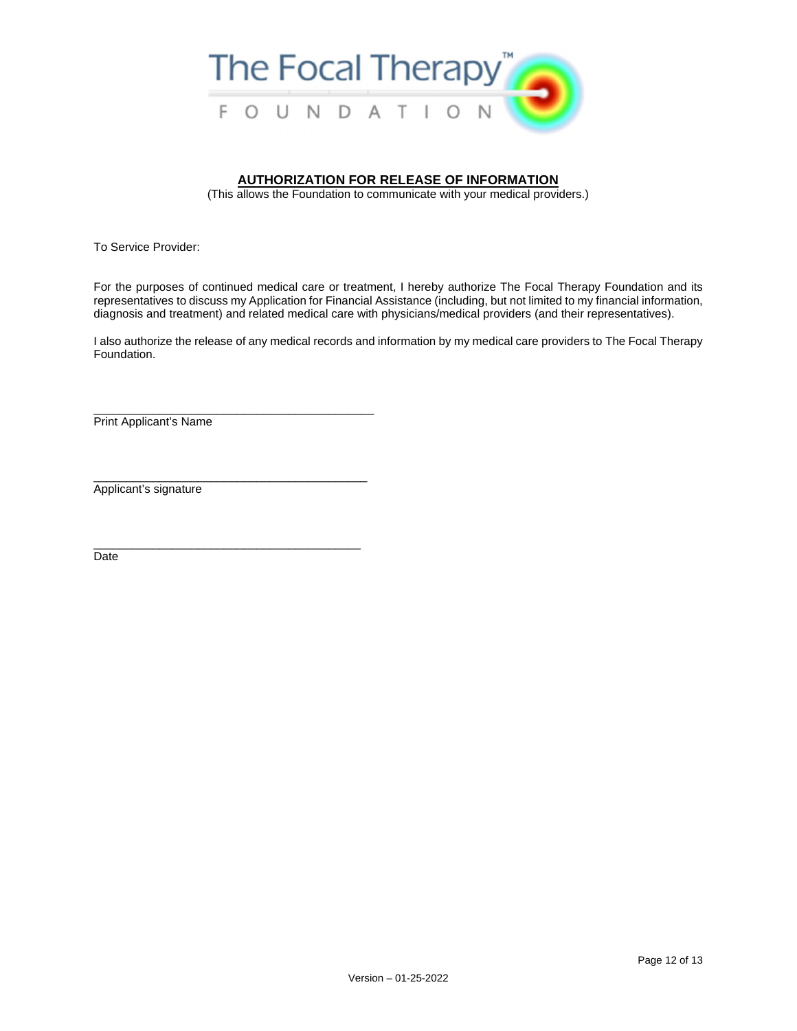The Focal Therapy™ FOUNDATION

## AUTHORIZATION FOR RELEASE OF INFORMATION

(This allows the Foundation to communicate with your medical providers.)

To Service Provider:

For the purposes of continued medical care or treatment, I hereby authorize The Focal Therapy Foundation and its representatives to discuss my Application for Financial Assistance (including, but not limited to my financial information, diagnosis and treatment) and related medical care with physicians/medical providers (and their representatives).

I also authorize the release of any medical records and information by my medical care providers to The Focal Therapy Foundation.

_____________________________________________
Print Applicant's Name

____________________________________________
Applicant's signature

___________________________________________
Date

Version – 01-25-2022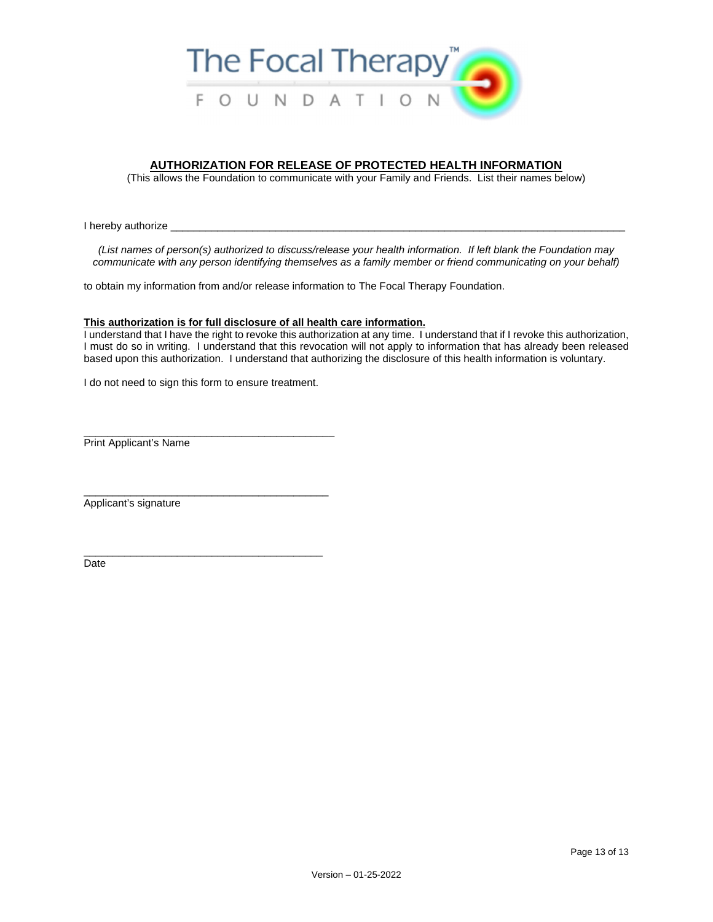The Focal Therapy™ FOUNDATION

## AUTHORIZATION FOR RELEASE OF PROTECTED HEALTH INFORMATION

(This allows the Foundation to communicate with your Family and Friends. List their names below)

I hereby authorize ___________________________________________________________________________

*(List names of person(s) authorized to discuss/release your health information. If left blank the Foundation may communicate with any person identifying themselves as a family member or friend communicating on your behalf)*

to obtain my information from and/or release information to The Focal Therapy Foundation.

**This authorization is for full disclosure of all health care information.**
I understand that I have the right to revoke this authorization at any time. I understand that if I revoke this authorization, I must do so in writing. I understand that this revocation will not apply to information that has already been released based upon this authorization. I understand that authorizing the disclosure of this health information is voluntary.

I do not need to sign this form to ensure treatment.

_____________________________________________
Print Applicant's Name

_____________________________________________
Applicant's signature

_____________________________________________
Date

Version – 01-25-2022